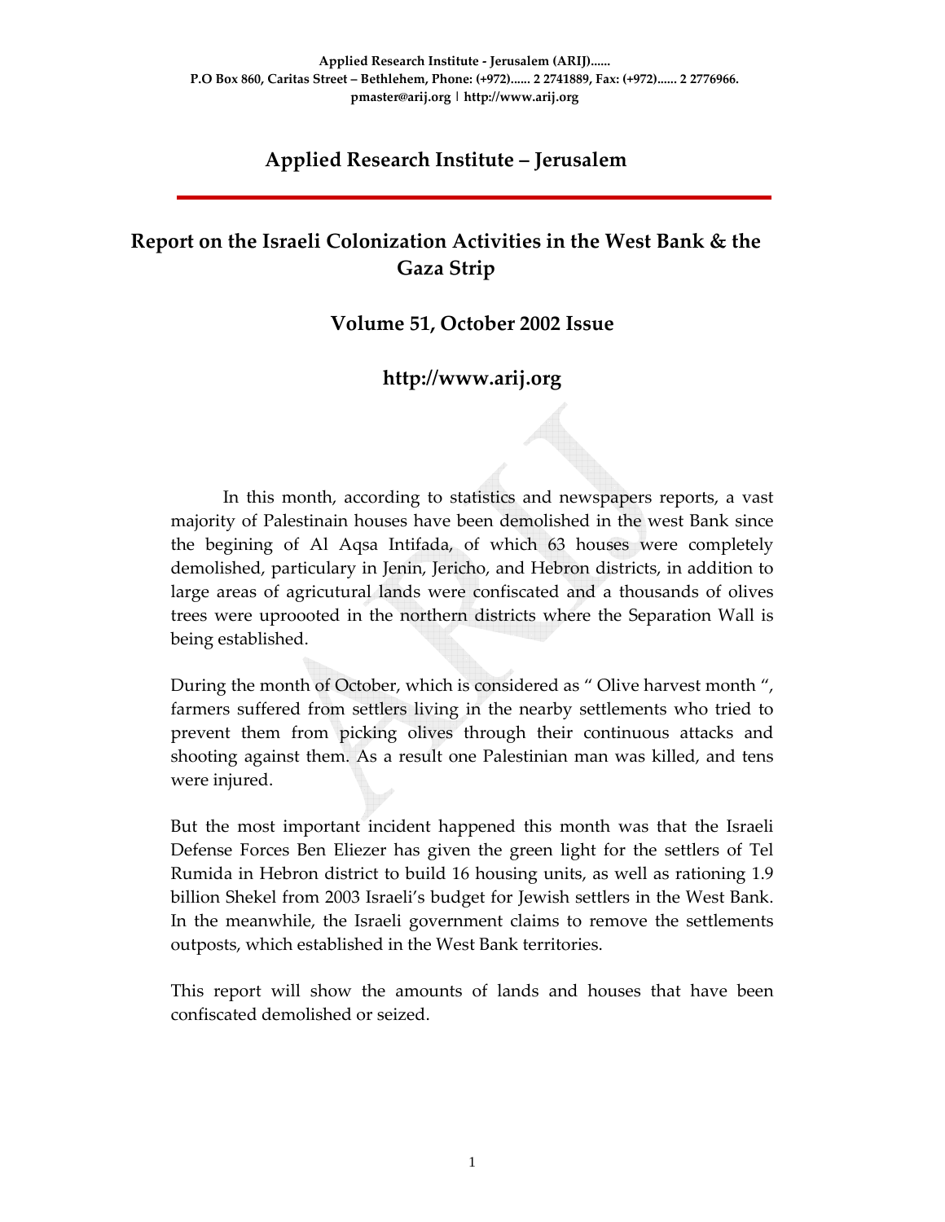**Applied Research Institute - Jerusalem (ARIJ)......**
**P.O Box 860, Caritas Street – Bethlehem, Phone: (+972)...... 2 2741889, Fax: (+972)...... 2 2776966.**
**pmaster@arij.org | http://www.arij.org**

# Applied Research Institute – Jerusalem

## Report on the Israeli Colonization Activities in the West Bank & the Gaza Strip

### Volume 51, October 2002 Issue

### http://www.arij.org

In this month, according to statistics and newspapers reports, a vast majority of Palestinain houses have been demolished in the west Bank since the begining of Al Aqsa Intifada, of which 63 houses were completely demolished, particulary in Jenin, Jericho, and Hebron districts, in addition to large areas of agricutural lands were confiscated and a thousands of olives trees were uproooted in the northern districts where the Separation Wall is being established.

During the month of October, which is considered as " Olive harvest month ", farmers suffered from settlers living in the nearby settlements who tried to prevent them from picking olives through their continuous attacks and shooting against them. As a result one Palestinian man was killed, and tens were injured.

But the most important incident happened this month was that the Israeli Defense Forces Ben Eliezer has given the green light for the settlers of Tel Rumida in Hebron district to build 16 housing units, as well as rationing 1.9 billion Shekel from 2003 Israeli's budget for Jewish settlers in the West Bank. In the meanwhile, the Israeli government claims to remove the settlements outposts, which established in the West Bank territories.

This report will show the amounts of lands and houses that have been confiscated demolished or seized.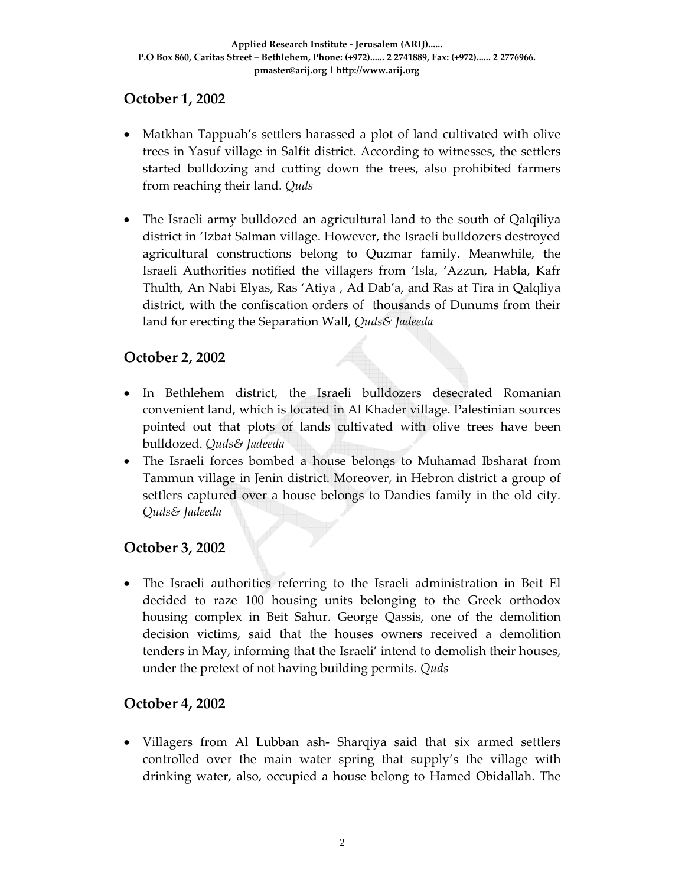## October 1, 2002

- Matkhan Tappuah's settlers harassed a plot of land cultivated with olive trees in Yasuf village in Salfit district. According to witnesses, the settlers started bulldozing and cutting down the trees, also prohibited farmers from reaching their land. *Quds*

- The Israeli army bulldozed an agricultural land to the south of Qalqiliya district in 'Izbat Salman village. However, the Israeli bulldozers destroyed agricultural constructions belong to Quzmar family. Meanwhile, the Israeli Authorities notified the villagers from 'Isla, 'Azzun, Habla, Kafr Thulth, An Nabi Elyas, Ras 'Atiya , Ad Dab'a, and Ras at Tira in Qalqliya district, with the confiscation orders of thousands of Dunums from their land for erecting the Separation Wall, *Quds& Jadeeda*

## October 2, 2002

- In Bethlehem district, the Israeli bulldozers desecrated Romanian convenient land, which is located in Al Khader village. Palestinian sources pointed out that plots of lands cultivated with olive trees have been bulldozed. *Quds& Jadeeda*
- The Israeli forces bombed a house belongs to Muhamad Ibsharat from Tammun village in Jenin district. Moreover, in Hebron district a group of settlers captured over a house belongs to Dandies family in the old city. *Quds& Jadeeda*

## October 3, 2002

- The Israeli authorities referring to the Israeli administration in Beit El decided to raze 100 housing units belonging to the Greek orthodox housing complex in Beit Sahur. George Qassis, one of the demolition decision victims, said that the houses owners received a demolition tenders in May, informing that the Israeli' intend to demolish their houses, under the pretext of not having building permits. *Quds*

## October 4, 2002

- Villagers from Al Lubban ash- Sharqiya said that six armed settlers controlled over the main water spring that supply's the village with drinking water, also, occupied a house belong to Hamed Obidallah. The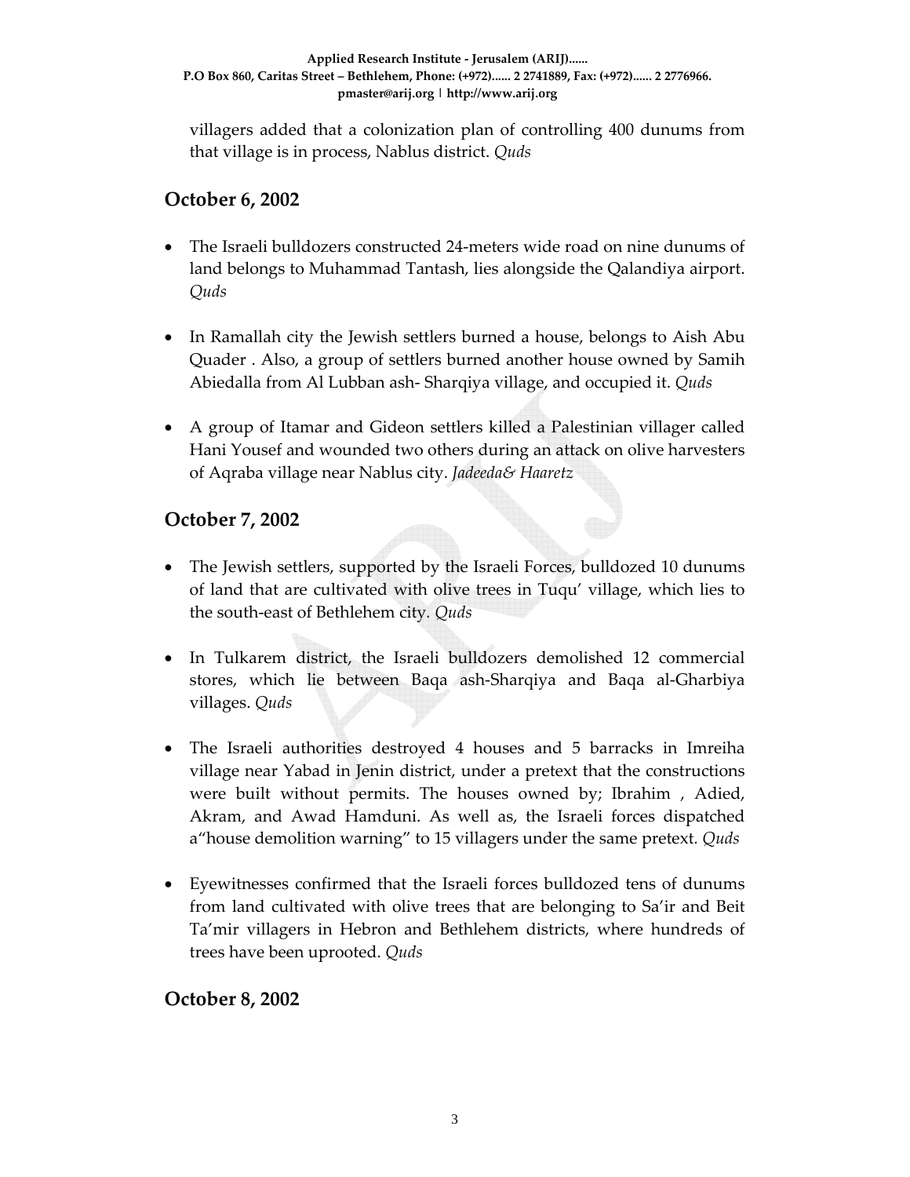villagers added that a colonization plan of controlling 400 dunums from that village is in process, Nablus district. *Quds*

## October 6, 2002

- The Israeli bulldozers constructed 24-meters wide road on nine dunums of land belongs to Muhammad Tantash, lies alongside the Qalandiya airport. *Quds*

- In Ramallah city the Jewish settlers burned a house, belongs to Aish Abu Quader . Also, a group of settlers burned another house owned by Samih Abiedalla from Al Lubban ash- Sharqiya village, and occupied it. *Quds*

- A group of Itamar and Gideon settlers killed a Palestinian villager called Hani Yousef and wounded two others during an attack on olive harvesters of Aqraba village near Nablus city. *Jadeeda& Haaretz*

## October 7, 2002

- The Jewish settlers, supported by the Israeli Forces, bulldozed 10 dunums of land that are cultivated with olive trees in Tuqu' village, which lies to the south-east of Bethlehem city. *Quds*

- In Tulkarem district, the Israeli bulldozers demolished 12 commercial stores, which lie between Baqa ash-Sharqiya and Baqa al-Gharbiya villages. *Quds*

- The Israeli authorities destroyed 4 houses and 5 barracks in Imreiha village near Yabad in Jenin district, under a pretext that the constructions were built without permits. The houses owned by; Ibrahim , Adied, Akram, and Awad Hamduni. As well as, the Israeli forces dispatched a"house demolition warning" to 15 villagers under the same pretext. *Quds*

- Eyewitnesses confirmed that the Israeli forces bulldozed tens of dunums from land cultivated with olive trees that are belonging to Sa'ir and Beit Ta'mir villagers in Hebron and Bethlehem districts, where hundreds of trees have been uprooted. *Quds*

## October 8, 2002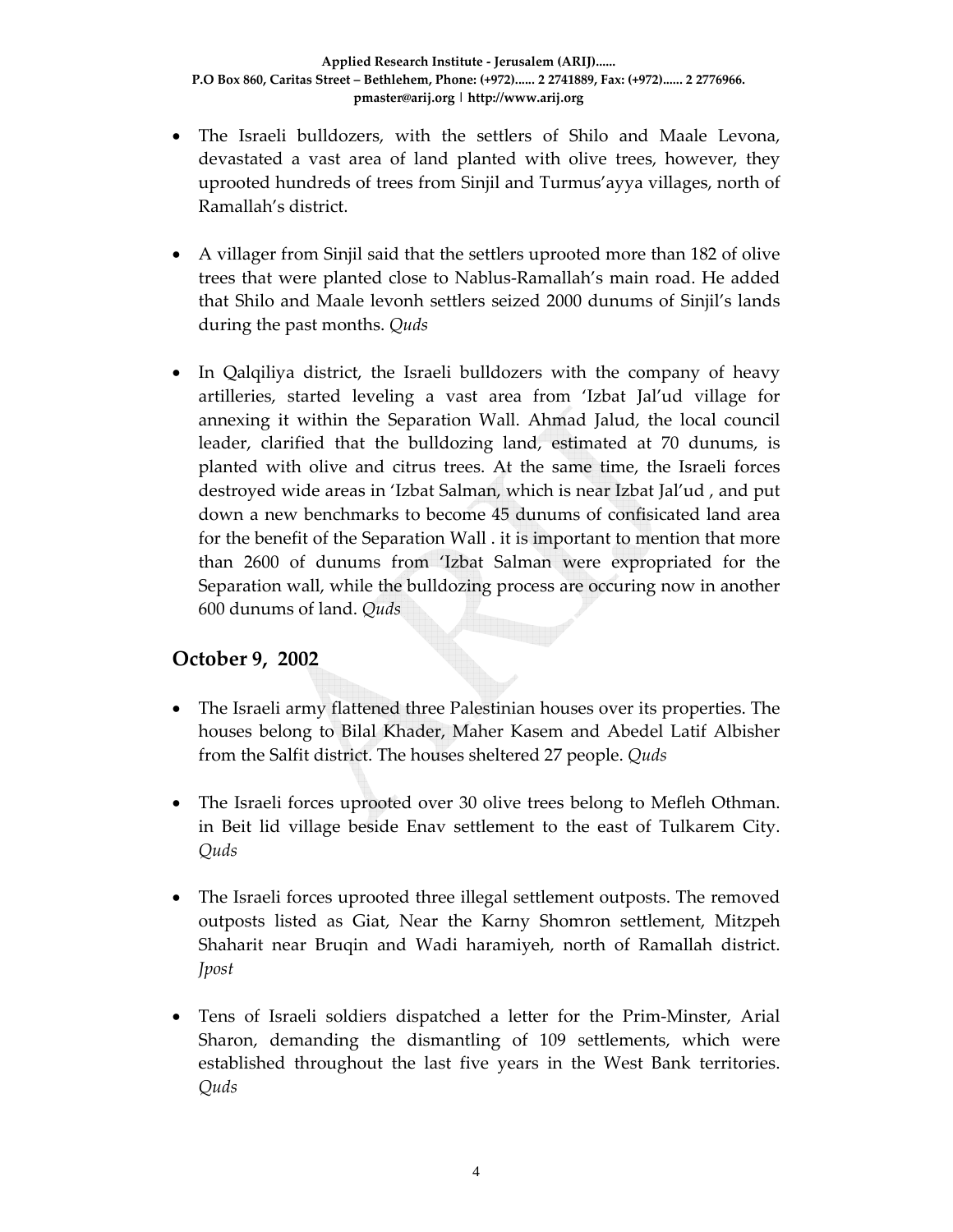- The Israeli bulldozers, with the settlers of Shilo and Maale Levona, devastated a vast area of land planted with olive trees, however, they uprooted hundreds of trees from Sinjil and Turmus'ayya villages, north of Ramallah's district.

- A villager from Sinjil said that the settlers uprooted more than 182 of olive trees that were planted close to Nablus-Ramallah's main road. He added that Shilo and Maale levonh settlers seized 2000 dunums of Sinjil's lands during the past months. *Quds*

- In Qalqiliya district, the Israeli bulldozers with the company of heavy artilleries, started leveling a vast area from 'Izbat Jal'ud village for annexing it within the Separation Wall. Ahmad Jalud, the local council leader, clarified that the bulldozing land, estimated at 70 dunums, is planted with olive and citrus trees. At the same time, the Israeli forces destroyed wide areas in 'Izbat Salman, which is near Izbat Jal'ud , and put down a new benchmarks to become 45 dunums of confisicated land area for the benefit of the Separation Wall . it is important to mention that more than 2600 of dunums from 'Izbat Salman were expropriated for the Separation wall, while the bulldozing process are occuring now in another 600 dunums of land. *Quds*

## October 9, 2002

- The Israeli army flattened three Palestinian houses over its properties. The houses belong to Bilal Khader, Maher Kasem and Abedel Latif Albisher from the Salfit district. The houses sheltered 27 people. *Quds*

- The Israeli forces uprooted over 30 olive trees belong to Mefleh Othman. in Beit lid village beside Enav settlement to the east of Tulkarem City. *Quds*

- The Israeli forces uprooted three illegal settlement outposts. The removed outposts listed as Giat, Near the Karny Shomron settlement, Mitzpeh Shaharit near Bruqin and Wadi haramiyeh, north of Ramallah district. *Jpost*

- Tens of Israeli soldiers dispatched a letter for the Prim-Minster, Arial Sharon, demanding the dismantling of 109 settlements, which were established throughout the last five years in the West Bank territories. *Quds*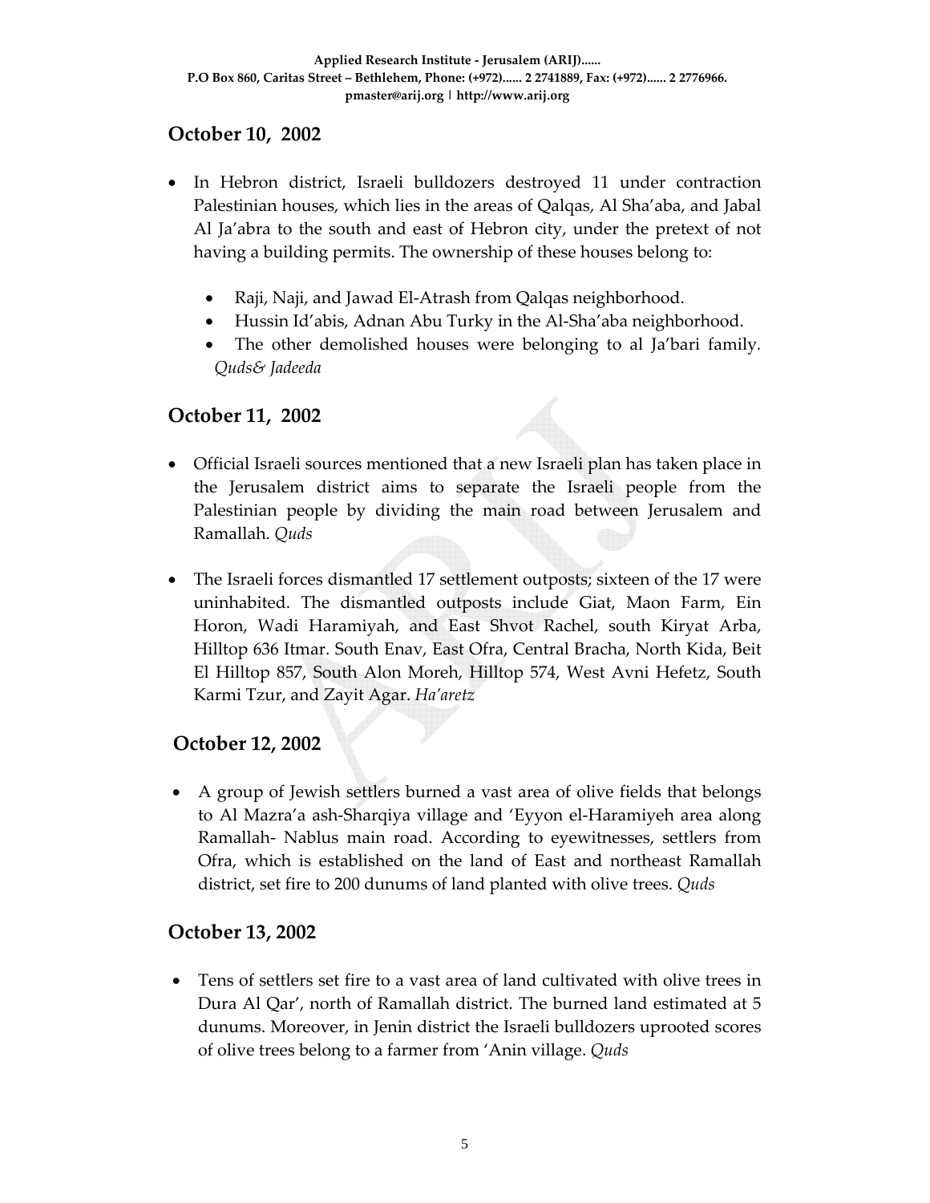## October 10, 2002

- In Hebron district, Israeli bulldozers destroyed 11 under contraction Palestinian houses, which lies in the areas of Qalqas, Al Sha'aba, and Jabal Al Ja'abra to the south and east of Hebron city, under the pretext of not having a building permits. The ownership of these houses belong to:
  - Raji, Naji, and Jawad El-Atrash from Qalqas neighborhood.
  - Hussin Id'abis, Adnan Abu Turky in the Al-Sha'aba neighborhood.
  - The other demolished houses were belonging to al Ja'bari family. *Quds& Jadeeda*

## October 11, 2002

- Official Israeli sources mentioned that a new Israeli plan has taken place in the Jerusalem district aims to separate the Israeli people from the Palestinian people by dividing the main road between Jerusalem and Ramallah. *Quds*

- The Israeli forces dismantled 17 settlement outposts; sixteen of the 17 were uninhabited. The dismantled outposts include Giat, Maon Farm, Ein Horon, Wadi Haramiyah, and East Shvot Rachel, south Kiryat Arba, Hilltop 636 Itmar. South Enav, East Ofra, Central Bracha, North Kida, Beit El Hilltop 857, South Alon Moreh, Hilltop 574, West Avni Hefetz, South Karmi Tzur, and Zayit Agar. *Ha'aretz*

## October 12, 2002

- A group of Jewish settlers burned a vast area of olive fields that belongs to Al Mazra'a ash-Sharqiya village and 'Eyyon el-Haramiyeh area along Ramallah- Nablus main road. According to eyewitnesses, settlers from Ofra, which is established on the land of East and northeast Ramallah district, set fire to 200 dunums of land planted with olive trees. *Quds*

## October 13, 2002

- Tens of settlers set fire to a vast area of land cultivated with olive trees in Dura Al Qar', north of Ramallah district. The burned land estimated at 5 dunums. Moreover, in Jenin district the Israeli bulldozers uprooted scores of olive trees belong to a farmer from 'Anin village. *Quds*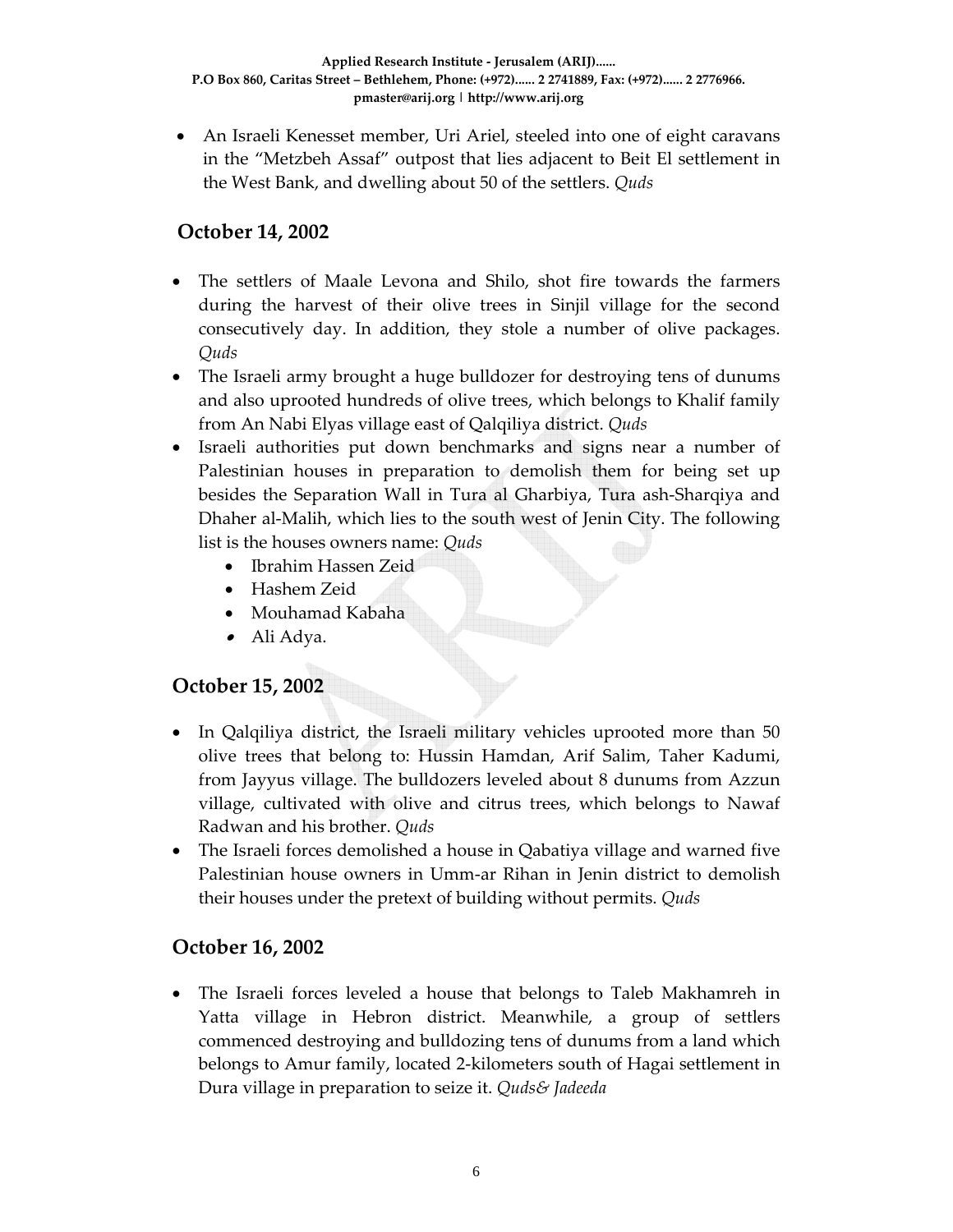- An Israeli Kenesset member, Uri Ariel, steeled into one of eight caravans in the "Metzbeh Assaf" outpost that lies adjacent to Beit El settlement in the West Bank, and dwelling about 50 of the settlers. *Quds*

## October 14, 2002

- The settlers of Maale Levona and Shilo, shot fire towards the farmers during the harvest of their olive trees in Sinjil village for the second consecutively day. In addition, they stole a number of olive packages. *Quds*
- The Israeli army brought a huge bulldozer for destroying tens of dunums and also uprooted hundreds of olive trees, which belongs to Khalif family from An Nabi Elyas village east of Qalqiliya district. *Quds*
- Israeli authorities put down benchmarks and signs near a number of Palestinian houses in preparation to demolish them for being set up besides the Separation Wall in Tura al Gharbiya, Tura ash-Sharqiya and Dhaher al-Malih, which lies to the south west of Jenin City. The following list is the houses owners name: *Quds*
    - Ibrahim Hassen Zeid
    - Hashem Zeid
    - Mouhamad Kabaha
    - Ali Adya.

## October 15, 2002

- In Qalqiliya district, the Israeli military vehicles uprooted more than 50 olive trees that belong to: Hussin Hamdan, Arif Salim, Taher Kadumi, from Jayyus village. The bulldozers leveled about 8 dunums from Azzun village, cultivated with olive and citrus trees, which belongs to Nawaf Radwan and his brother. *Quds*
- The Israeli forces demolished a house in Qabatiya village and warned five Palestinian house owners in Umm-ar Rihan in Jenin district to demolish their houses under the pretext of building without permits. *Quds*

## October 16, 2002

- The Israeli forces leveled a house that belongs to Taleb Makhamreh in Yatta village in Hebron district. Meanwhile, a group of settlers commenced destroying and bulldozing tens of dunums from a land which belongs to Amur family, located 2-kilometers south of Hagai settlement in Dura village in preparation to seize it. *Quds& Jadeeda*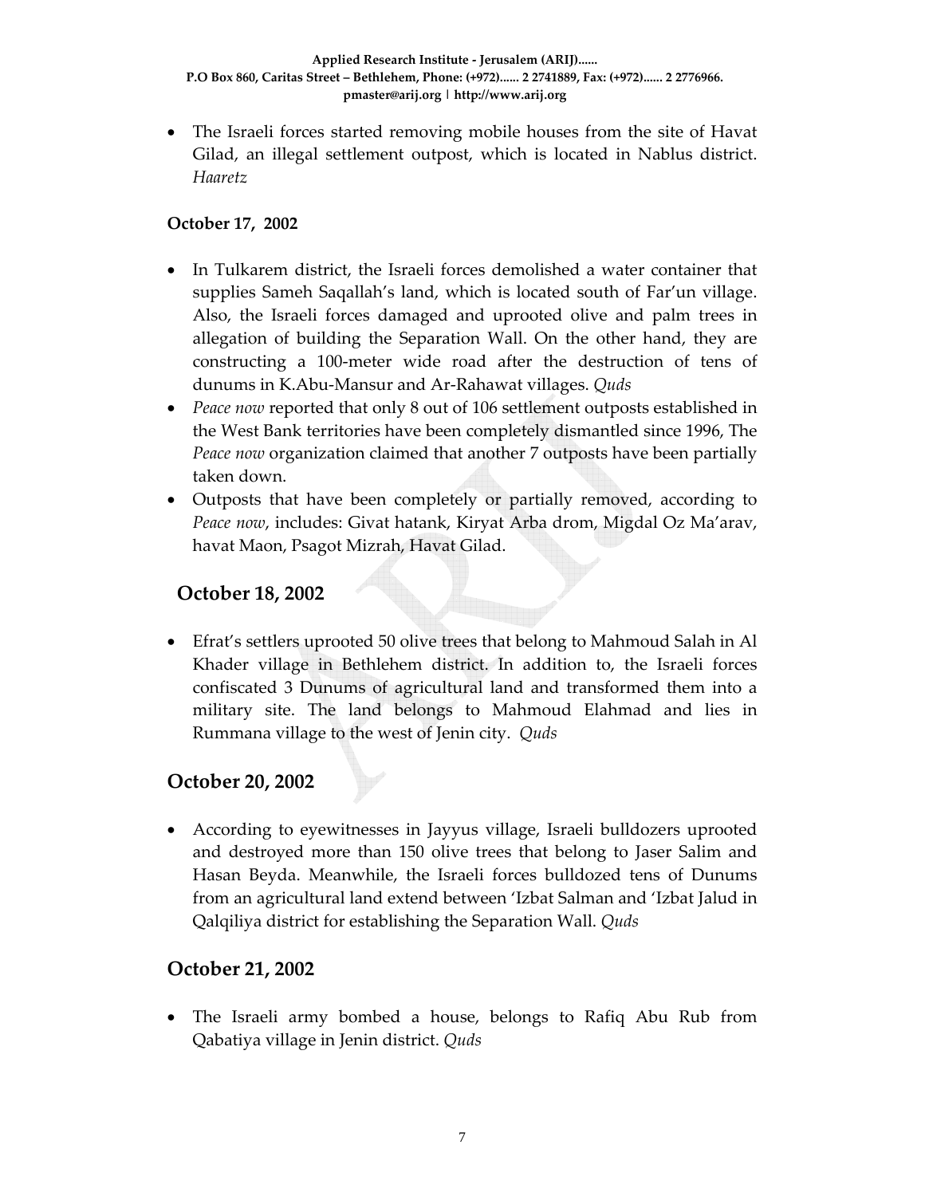- The Israeli forces started removing mobile houses from the site of Havat Gilad, an illegal settlement outpost, which is located in Nablus district. *Haaretz*

**October 17, 2002**

- In Tulkarem district, the Israeli forces demolished a water container that supplies Sameh Saqallah's land, which is located south of Far'un village. Also, the Israeli forces damaged and uprooted olive and palm trees in allegation of building the Separation Wall. On the other hand, they are constructing a 100-meter wide road after the destruction of tens of dunums in K.Abu-Mansur and Ar-Rahawat villages. *Quds*
- *Peace now* reported that only 8 out of 106 settlement outposts established in the West Bank territories have been completely dismantled since 1996, The *Peace now* organization claimed that another 7 outposts have been partially taken down.
- Outposts that have been completely or partially removed, according to *Peace now*, includes: Givat hatank, Kiryat Arba drom, Migdal Oz Ma'arav, havat Maon, Psagot Mizrah, Havat Gilad.

## October 18, 2002

- Efrat's settlers uprooted 50 olive trees that belong to Mahmoud Salah in Al Khader village in Bethlehem district. In addition to, the Israeli forces confiscated 3 Dunums of agricultural land and transformed them into a military site. The land belongs to Mahmoud Elahmad and lies in Rummana village to the west of Jenin city. *Quds*

## October 20, 2002

- According to eyewitnesses in Jayyus village, Israeli bulldozers uprooted and destroyed more than 150 olive trees that belong to Jaser Salim and Hasan Beyda. Meanwhile, the Israeli forces bulldozed tens of Dunums from an agricultural land extend between 'Izbat Salman and 'Izbat Jalud in Qalqiliya district for establishing the Separation Wall. *Quds*

## October 21, 2002

- The Israeli army bombed a house, belongs to Rafiq Abu Rub from Qabatiya village in Jenin district. *Quds*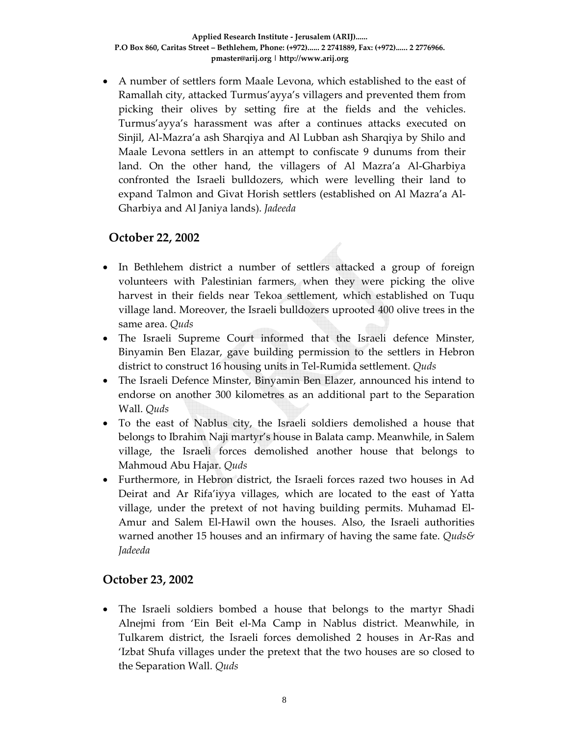- A number of settlers form Maale Levona, which established to the east of Ramallah city, attacked Turmus'ayya's villagers and prevented them from picking their olives by setting fire at the fields and the vehicles. Turmus'ayya's harassment was after a continues attacks executed on Sinjil, Al-Mazra'a ash Sharqiya and Al Lubban ash Sharqiya by Shilo and Maale Levona settlers in an attempt to confiscate 9 dunums from their land. On the other hand, the villagers of Al Mazra'a Al-Gharbiya confronted the Israeli bulldozers, which were levelling their land to expand Talmon and Givat Horish settlers (established on Al Mazra'a Al-Gharbiya and Al Janiya lands). *Jadeeda*

## October 22, 2002

- In Bethlehem district a number of settlers attacked a group of foreign volunteers with Palestinian farmers, when they were picking the olive harvest in their fields near Tekoa settlement, which established on Tuqu village land. Moreover, the Israeli bulldozers uprooted 400 olive trees in the same area. *Quds*
- The Israeli Supreme Court informed that the Israeli defence Minster, Binyamin Ben Elazar, gave building permission to the settlers in Hebron district to construct 16 housing units in Tel-Rumida settlement. *Quds*
- The Israeli Defence Minster, Binyamin Ben Elazer, announced his intend to endorse on another 300 kilometres as an additional part to the Separation Wall. *Quds*
- To the east of Nablus city, the Israeli soldiers demolished a house that belongs to Ibrahim Naji martyr's house in Balata camp. Meanwhile, in Salem village, the Israeli forces demolished another house that belongs to Mahmoud Abu Hajar. *Quds*
- Furthermore, in Hebron district, the Israeli forces razed two houses in Ad Deirat and Ar Rifa'iyya villages, which are located to the east of Yatta village, under the pretext of not having building permits. Muhamad El-Amur and Salem El-Hawil own the houses. Also, the Israeli authorities warned another 15 houses and an infirmary of having the same fate. *Quds& Jadeeda*

## October 23, 2002

- The Israeli soldiers bombed a house that belongs to the martyr Shadi Alnejmi from 'Ein Beit el-Ma Camp in Nablus district. Meanwhile, in Tulkarem district, the Israeli forces demolished 2 houses in Ar-Ras and 'Izbat Shufa villages under the pretext that the two houses are so closed to the Separation Wall. *Quds*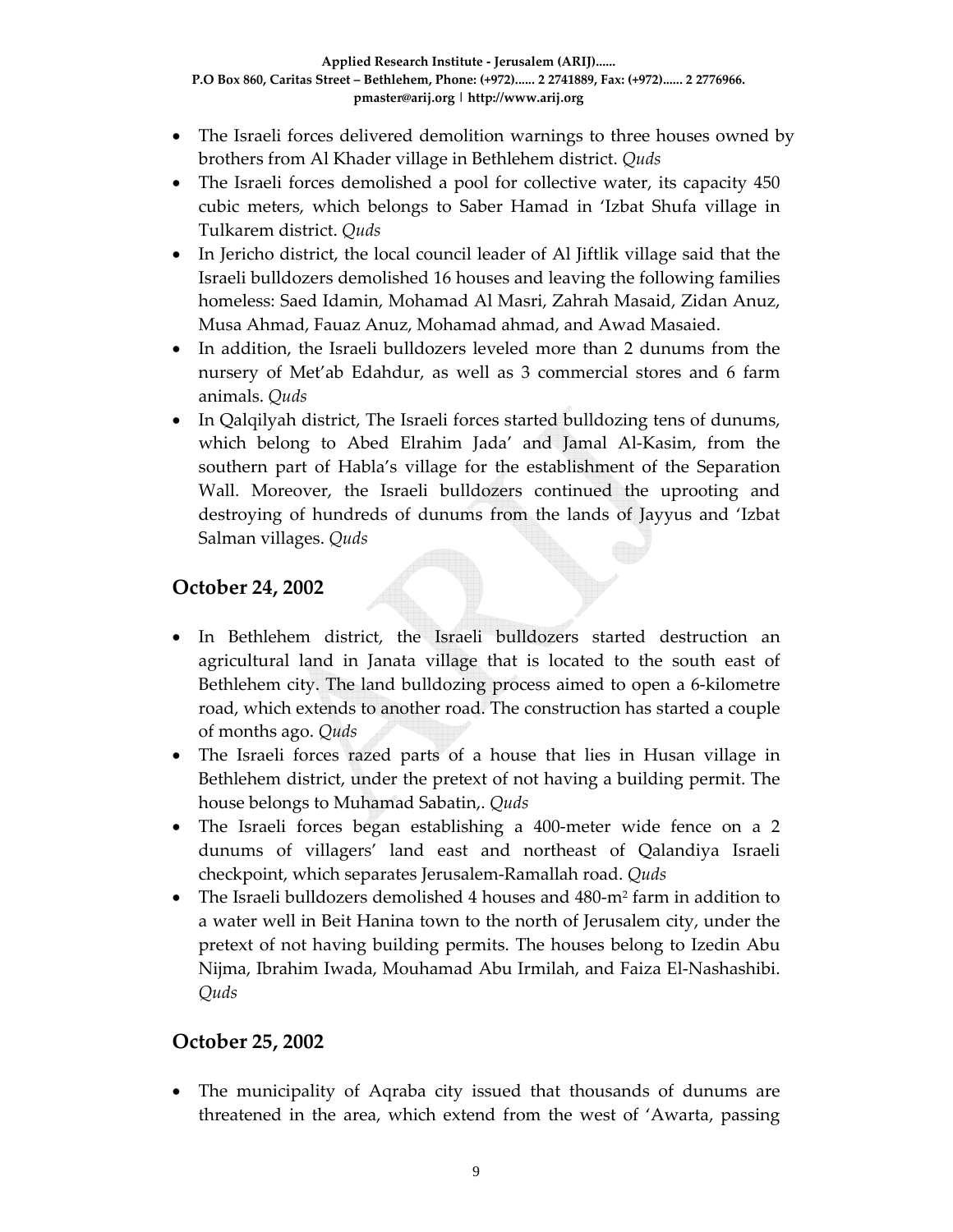- The Israeli forces delivered demolition warnings to three houses owned by brothers from Al Khader village in Bethlehem district. *Quds*
- The Israeli forces demolished a pool for collective water, its capacity 450 cubic meters, which belongs to Saber Hamad in 'Izbat Shufa village in Tulkarem district. *Quds*
- In Jericho district, the local council leader of Al Jiftlik village said that the Israeli bulldozers demolished 16 houses and leaving the following families homeless: Saed Idamin, Mohamad Al Masri, Zahrah Masaid, Zidan Anuz, Musa Ahmad, Fauaz Anuz, Mohamad ahmad, and Awad Masaied.
- In addition, the Israeli bulldozers leveled more than 2 dunums from the nursery of Met'ab Edahdur, as well as 3 commercial stores and 6 farm animals. *Quds*
- In Qalqilyah district, The Israeli forces started bulldozing tens of dunums, which belong to Abed Elrahim Jada' and Jamal Al-Kasim, from the southern part of Habla's village for the establishment of the Separation Wall. Moreover, the Israeli bulldozers continued the uprooting and destroying of hundreds of dunums from the lands of Jayyus and 'Izbat Salman villages. *Quds*

## October 24, 2002

- In Bethlehem district, the Israeli bulldozers started destruction an agricultural land in Janata village that is located to the south east of Bethlehem city. The land bulldozing process aimed to open a 6-kilometre road, which extends to another road. The construction has started a couple of months ago. *Quds*
- The Israeli forces razed parts of a house that lies in Husan village in Bethlehem district, under the pretext of not having a building permit. The house belongs to Muhamad Sabatin,. *Quds*
- The Israeli forces began establishing a 400-meter wide fence on a 2 dunums of villagers' land east and northeast of Qalandiya Israeli checkpoint, which separates Jerusalem-Ramallah road. *Quds*
- The Israeli bulldozers demolished 4 houses and 480-$m^2$ farm in addition to a water well in Beit Hanina town to the north of Jerusalem city, under the pretext of not having building permits. The houses belong to Izedin Abu Nijma, Ibrahim Iwada, Mouhamad Abu Irmilah, and Faiza El-Nashashibi. *Quds*

## October 25, 2002

- The municipality of Aqraba city issued that thousands of dunums are threatened in the area, which extend from the west of 'Awarta, passing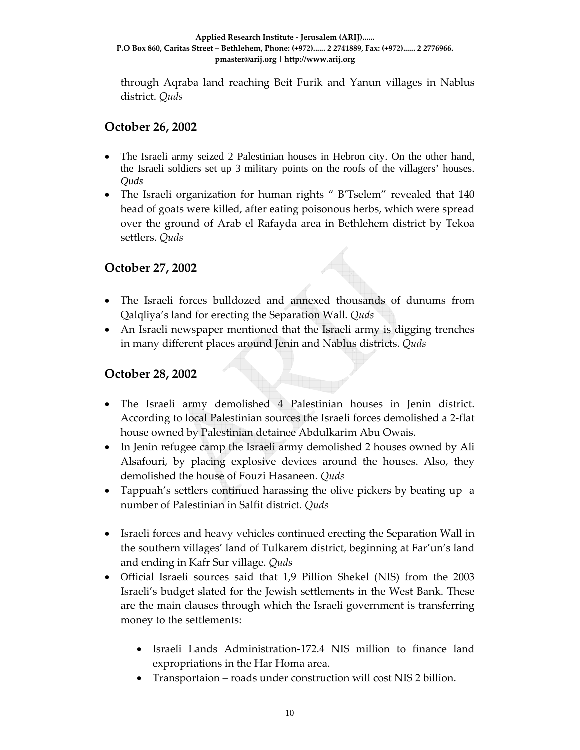through Aqraba land reaching Beit Furik and Yanun villages in Nablus district. *Quds*

## October 26, 2002

- The Israeli army seized 2 Palestinian houses in Hebron city. On the other hand, the Israeli soldiers set up 3 military points on the roofs of the villagers' houses. *Quds*
- The Israeli organization for human rights " B'Tselem" revealed that 140 head of goats were killed, after eating poisonous herbs, which were spread over the ground of Arab el Rafayda area in Bethlehem district by Tekoa settlers. *Quds*

## October 27, 2002

- The Israeli forces bulldozed and annexed thousands of dunums from Qalqliya's land for erecting the Separation Wall. *Quds*
- An Israeli newspaper mentioned that the Israeli army is digging trenches in many different places around Jenin and Nablus districts. *Quds*

## October 28, 2002

- The Israeli army demolished 4 Palestinian houses in Jenin district. According to local Palestinian sources the Israeli forces demolished a 2-flat house owned by Palestinian detainee Abdulkarim Abu Owais.
- In Jenin refugee camp the Israeli army demolished 2 houses owned by Ali Alsafouri, by placing explosive devices around the houses. Also, they demolished the house of Fouzi Hasaneen. *Quds*
- Tappuah's settlers continued harassing the olive pickers by beating up a number of Palestinian in Salfit district. *Quds*
- Israeli forces and heavy vehicles continued erecting the Separation Wall in the southern villages' land of Tulkarem district, beginning at Far'un's land and ending in Kafr Sur village. *Quds*
- Official Israeli sources said that 1,9 Pillion Shekel (NIS) from the 2003 Israeli's budget slated for the Jewish settlements in the West Bank. These are the main clauses through which the Israeli government is transferring money to the settlements:
  - Israeli Lands Administration-172.4 NIS million to finance land expropriations in the Har Homa area.
  - Transportaion – roads under construction will cost NIS 2 billion.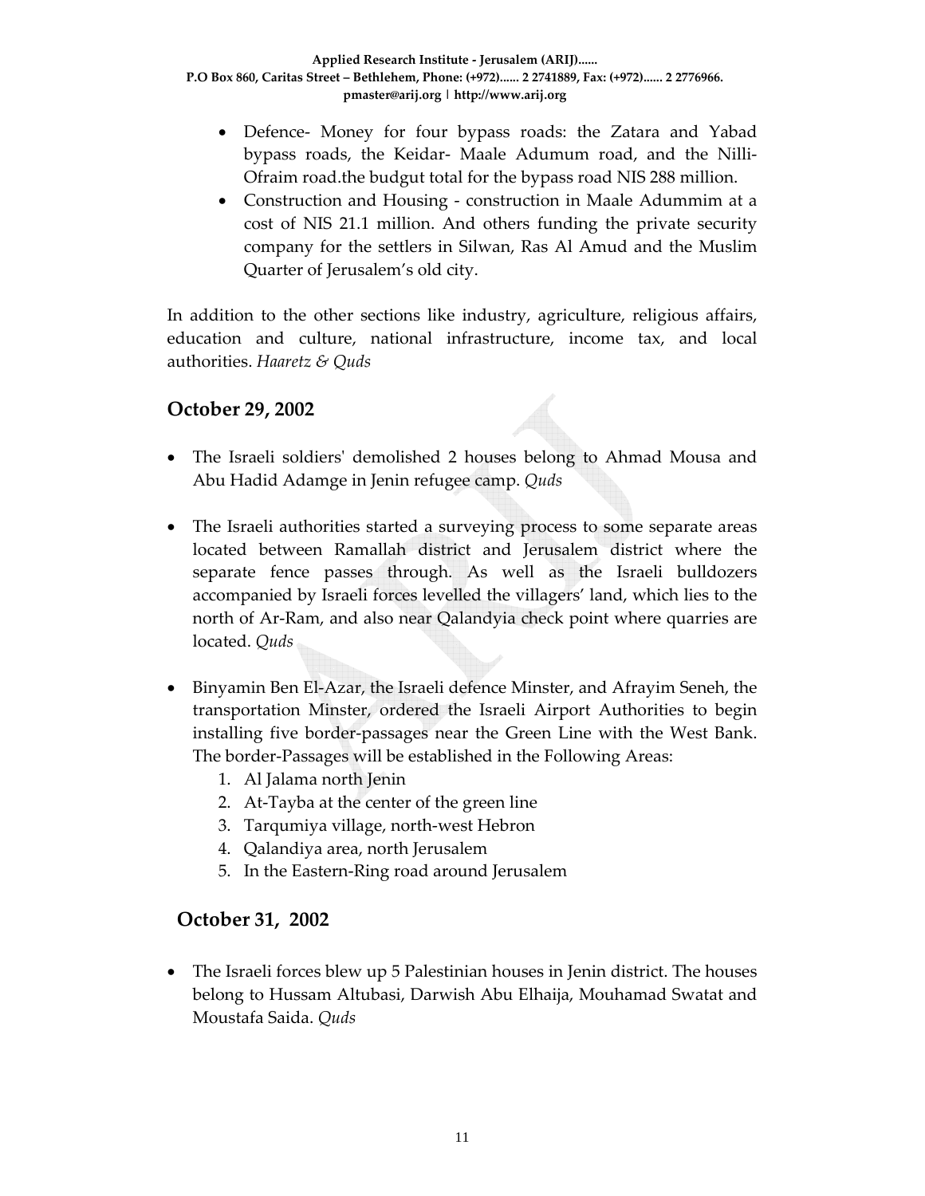- Defence- Money for four bypass roads: the Zatara and Yabad bypass roads, the Keidar- Maale Adumum road, and the Nilli-Ofraim road.the budgut total for the bypass road NIS 288 million.
- Construction and Housing - construction in Maale Adummim at a cost of NIS 21.1 million. And others funding the private security company for the settlers in Silwan, Ras Al Amud and the Muslim Quarter of Jerusalem's old city.

In addition to the other sections like industry, agriculture, religious affairs, education and culture, national infrastructure, income tax, and local authorities. *Haaretz & Quds*

## October 29, 2002

- The Israeli soldiers' demolished 2 houses belong to Ahmad Mousa and Abu Hadid Adamge in Jenin refugee camp. *Quds*

- The Israeli authorities started a surveying process to some separate areas located between Ramallah district and Jerusalem district where the separate fence passes through. As well as the Israeli bulldozers accompanied by Israeli forces levelled the villagers' land, which lies to the north of Ar-Ram, and also near Qalandyia check point where quarries are located. *Quds*

- Binyamin Ben El-Azar, the Israeli defence Minster, and Afrayim Seneh, the transportation Minster, ordered the Israeli Airport Authorities to begin installing five border-passages near the Green Line with the West Bank. The border-Passages will be established in the Following Areas:
  1. Al Jalama north Jenin
  2. At-Tayba at the center of the green line
  3. Tarqumiya village, north-west Hebron
  4. Qalandiya area, north Jerusalem
  5. In the Eastern-Ring road around Jerusalem

## October 31, 2002

- The Israeli forces blew up 5 Palestinian houses in Jenin district. The houses belong to Hussam Altubasi, Darwish Abu Elhaija, Mouhamad Swatat and Moustafa Saida. *Quds*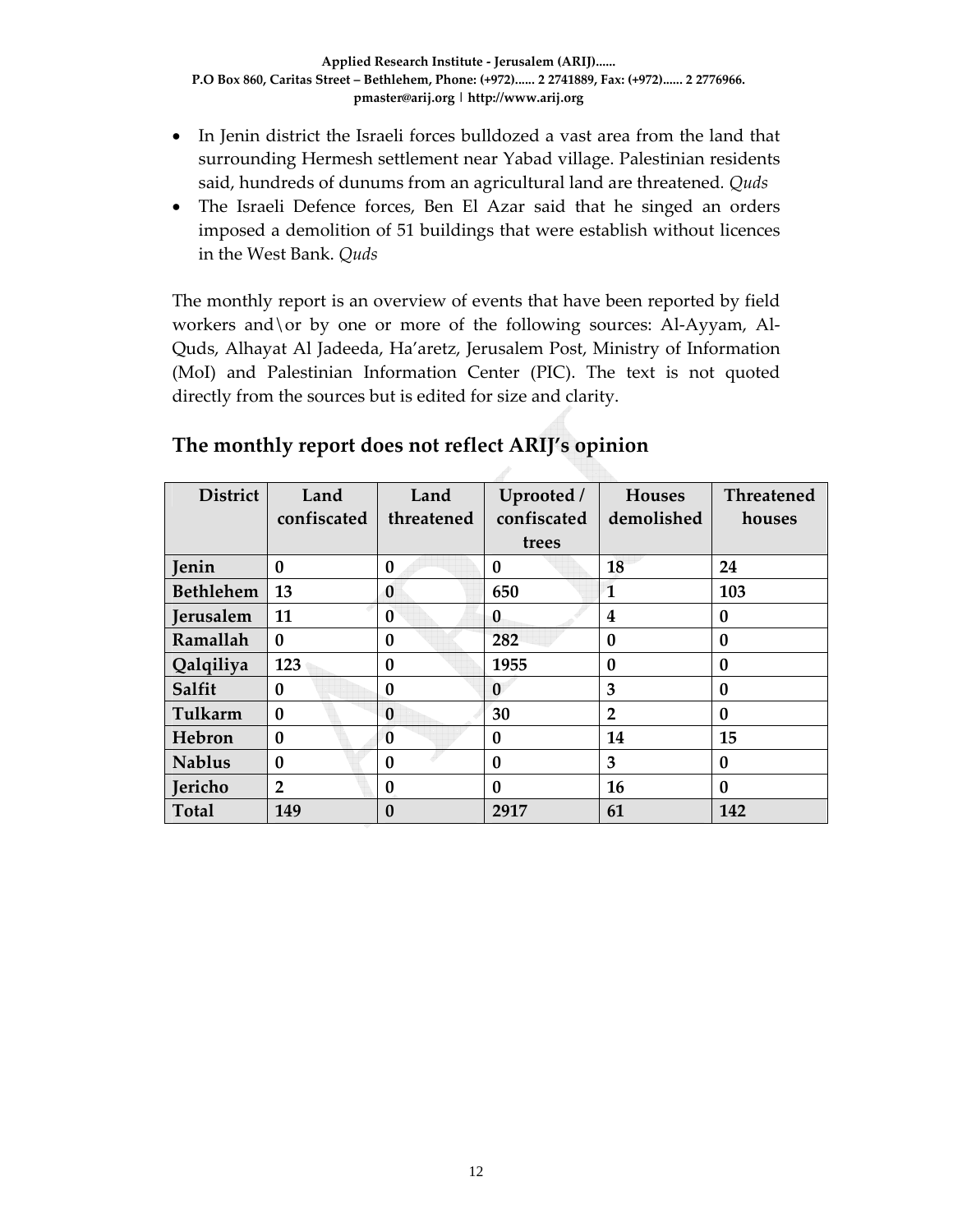- In Jenin district the Israeli forces bulldozed a vast area from the land that surrounding Hermesh settlement near Yabad village. Palestinian residents said, hundreds of dunums from an agricultural land are threatened. *Quds*
- The Israeli Defence forces, Ben El Azar said that he singed an orders imposed a demolition of 51 buildings that were establish without licences in the West Bank. *Quds*

The monthly report is an overview of events that have been reported by field workers and\or by one or more of the following sources: Al-Ayyam, Al-Quds, Alhayat Al Jadeeda, Ha'aretz, Jerusalem Post, Ministry of Information (MoI) and Palestinian Information Center (PIC). The text is not quoted directly from the sources but is edited for size and clarity.

## The monthly report does not reflect ARIJ's opinion

| District | Land confiscated | Land threatened | Uprooted / confiscated trees | Houses demolished | Threatened houses |
|---|---|---|---|---|---|
| **Jenin** | **0** | **0** | **0** | **18** | **24** |
| **Bethlehem** | **13** | **0** | **650** | **1** | **103** |
| **Jerusalem** | **11** | **0** | **0** | **4** | **0** |
| **Ramallah** | **0** | **0** | **282** | **0** | **0** |
| **Qalqiliya** | **123** | **0** | **1955** | **0** | **0** |
| **Salfit** | **0** | **0** | **0** | **3** | **0** |
| **Tulkarm** | **0** | **0** | **30** | **2** | **0** |
| **Hebron** | **0** | **0** | **0** | **14** | **15** |
| **Nablus** | **0** | **0** | **0** | **3** | **0** |
| **Jericho** | **2** | **0** | **0** | **16** | **0** |
| **Total** | **149** | **0** | **2917** | **61** | **142** |